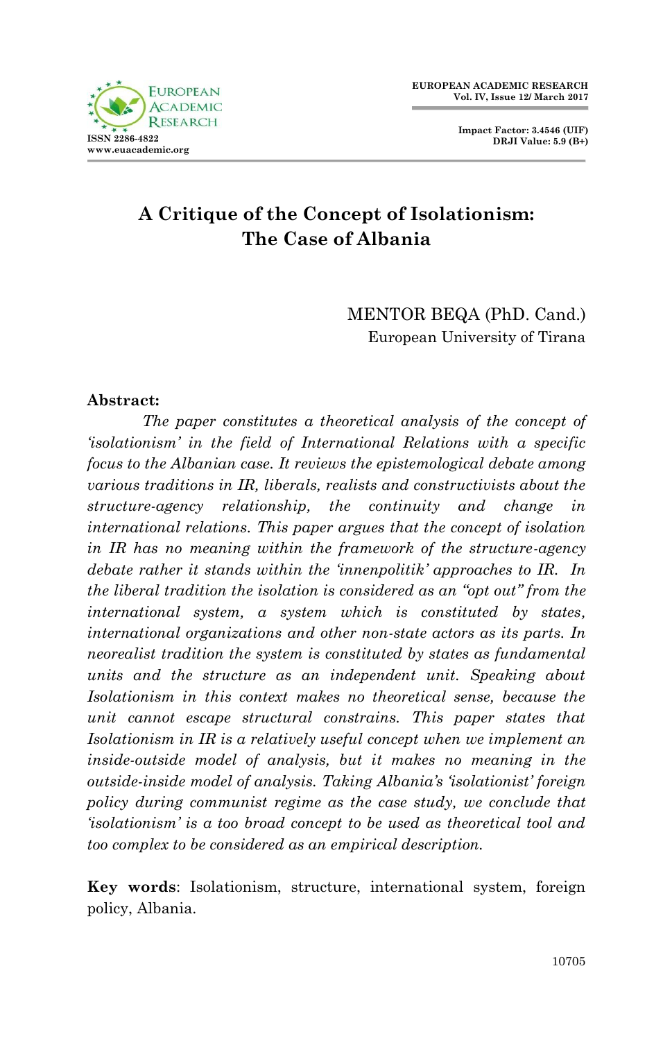# A Critique of the Concept of Isolationism: The Case of Albania

MENTOR BEQA (PhD. Cand.)
European University of Tirana

**Abstract:**

*The paper constitutes a theoretical analysis of the concept of 'isolationism' in the field of International Relations with a specific focus to the Albanian case. It reviews the epistemological debate among various traditions in IR, liberals, realists and constructivists about the structure-agency relationship, the continuity and change in international relations. This paper argues that the concept of isolation in IR has no meaning within the framework of the structure-agency debate rather it stands within the 'innenpolitik' approaches to IR. In the liberal tradition the isolation is considered as an "opt out" from the international system, a system which is constituted by states, international organizations and other non-state actors as its parts. In neorealist tradition the system is constituted by states as fundamental units and the structure as an independent unit. Speaking about Isolationism in this context makes no theoretical sense, because the unit cannot escape structural constrains. This paper states that Isolationism in IR is a relatively useful concept when we implement an inside-outside model of analysis, but it makes no meaning in the outside-inside model of analysis. Taking Albania's 'isolationist' foreign policy during communist regime as the case study, we conclude that 'isolationism' is a too broad concept to be used as theoretical tool and too complex to be considered as an empirical description.*

**Key words**: Isolationism, structure, international system, foreign policy, Albania.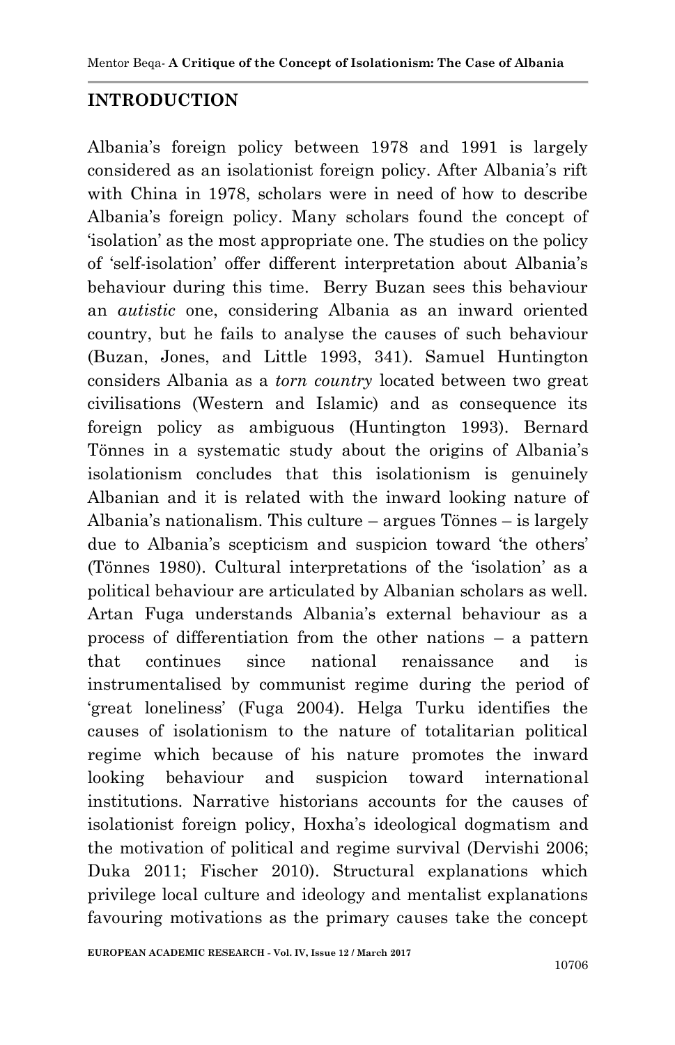## INTRODUCTION

Albania's foreign policy between 1978 and 1991 is largely considered as an isolationist foreign policy. After Albania's rift with China in 1978, scholars were in need of how to describe Albania's foreign policy. Many scholars found the concept of 'isolation' as the most appropriate one. The studies on the policy of 'self-isolation' offer different interpretation about Albania's behaviour during this time. Berry Buzan sees this behaviour an *autistic* one, considering Albania as an inward oriented country, but he fails to analyse the causes of such behaviour (Buzan, Jones, and Little 1993, 341). Samuel Huntington considers Albania as a *torn country* located between two great civilisations (Western and Islamic) and as consequence its foreign policy as ambiguous (Huntington 1993). Bernard Tönnes in a systematic study about the origins of Albania's isolationism concludes that this isolationism is genuinely Albanian and it is related with the inward looking nature of Albania's nationalism. This culture – argues Tönnes – is largely due to Albania's scepticism and suspicion toward 'the others' (Tönnes 1980). Cultural interpretations of the 'isolation' as a political behaviour are articulated by Albanian scholars as well. Artan Fuga understands Albania's external behaviour as a process of differentiation from the other nations – a pattern that continues since national renaissance and is instrumentalised by communist regime during the period of 'great loneliness' (Fuga 2004). Helga Turku identifies the causes of isolationism to the nature of totalitarian political regime which because of his nature promotes the inward looking behaviour and suspicion toward international institutions. Narrative historians accounts for the causes of isolationist foreign policy, Hoxha's ideological dogmatism and the motivation of political and regime survival (Dervishi 2006; Duka 2011; Fischer 2010). Structural explanations which privilege local culture and ideology and mentalist explanations favouring motivations as the primary causes take the concept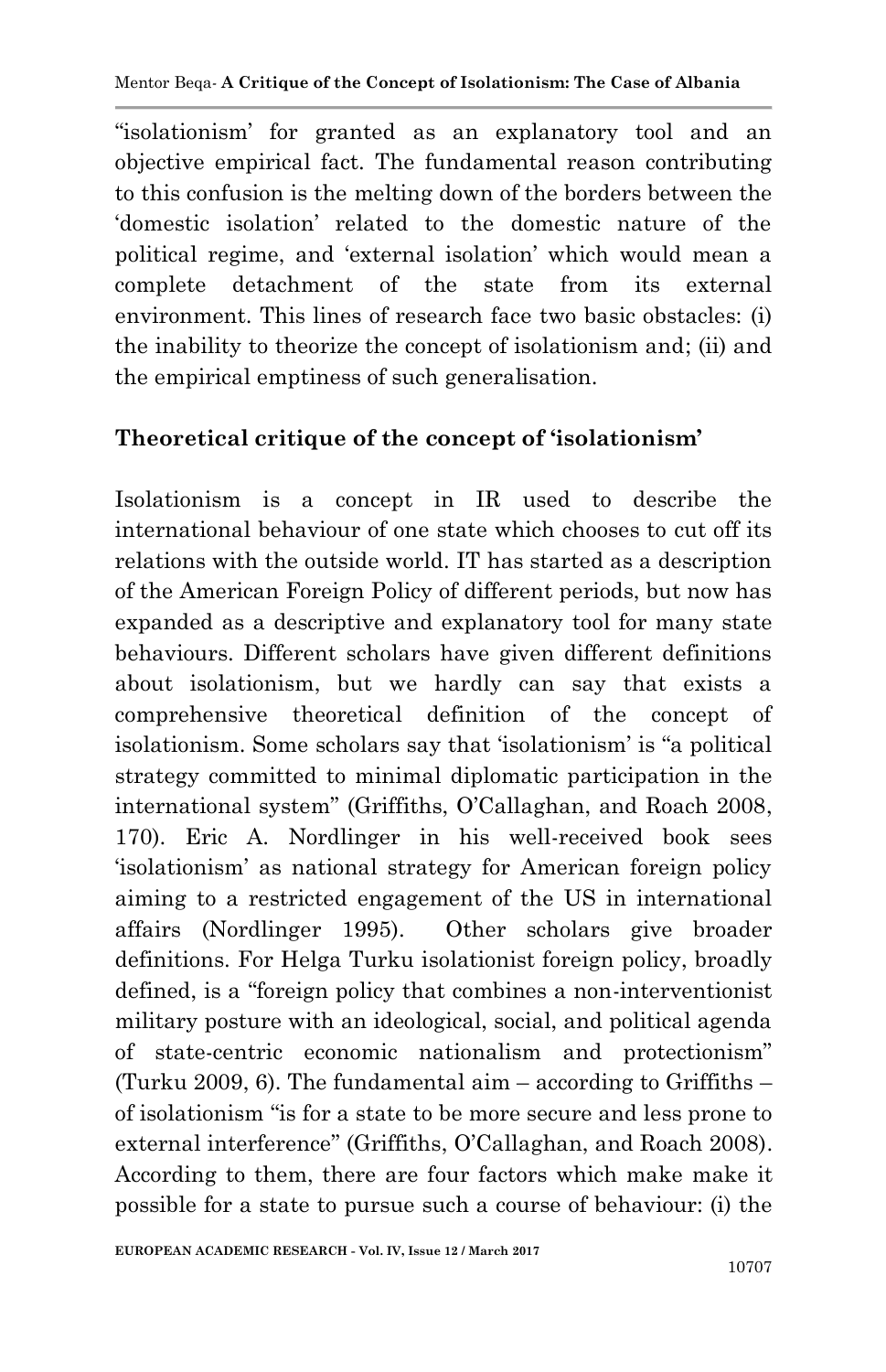"isolationism' for granted as an explanatory tool and an objective empirical fact. The fundamental reason contributing to this confusion is the melting down of the borders between the 'domestic isolation' related to the domestic nature of the political regime, and 'external isolation' which would mean a complete detachment of the state from its external environment. This lines of research face two basic obstacles: (i) the inability to theorize the concept of isolationism and; (ii) and the empirical emptiness of such generalisation.

## Theoretical critique of the concept of 'isolationism'

Isolationism is a concept in IR used to describe the international behaviour of one state which chooses to cut off its relations with the outside world. IT has started as a description of the American Foreign Policy of different periods, but now has expanded as a descriptive and explanatory tool for many state behaviours. Different scholars have given different definitions about isolationism, but we hardly can say that exists a comprehensive theoretical definition of the concept of isolationism. Some scholars say that 'isolationism' is "a political strategy committed to minimal diplomatic participation in the international system" (Griffiths, O'Callaghan, and Roach 2008, 170). Eric A. Nordlinger in his well-received book sees 'isolationism' as national strategy for American foreign policy aiming to a restricted engagement of the US in international affairs (Nordlinger 1995). Other scholars give broader definitions. For Helga Turku isolationist foreign policy, broadly defined, is a "foreign policy that combines a non-interventionist military posture with an ideological, social, and political agenda of state-centric economic nationalism and protectionism" (Turku 2009, 6). The fundamental aim – according to Griffiths – of isolationism "is for a state to be more secure and less prone to external interference" (Griffiths, O'Callaghan, and Roach 2008). According to them, there are four factors which make make it possible for a state to pursue such a course of behaviour: (i) the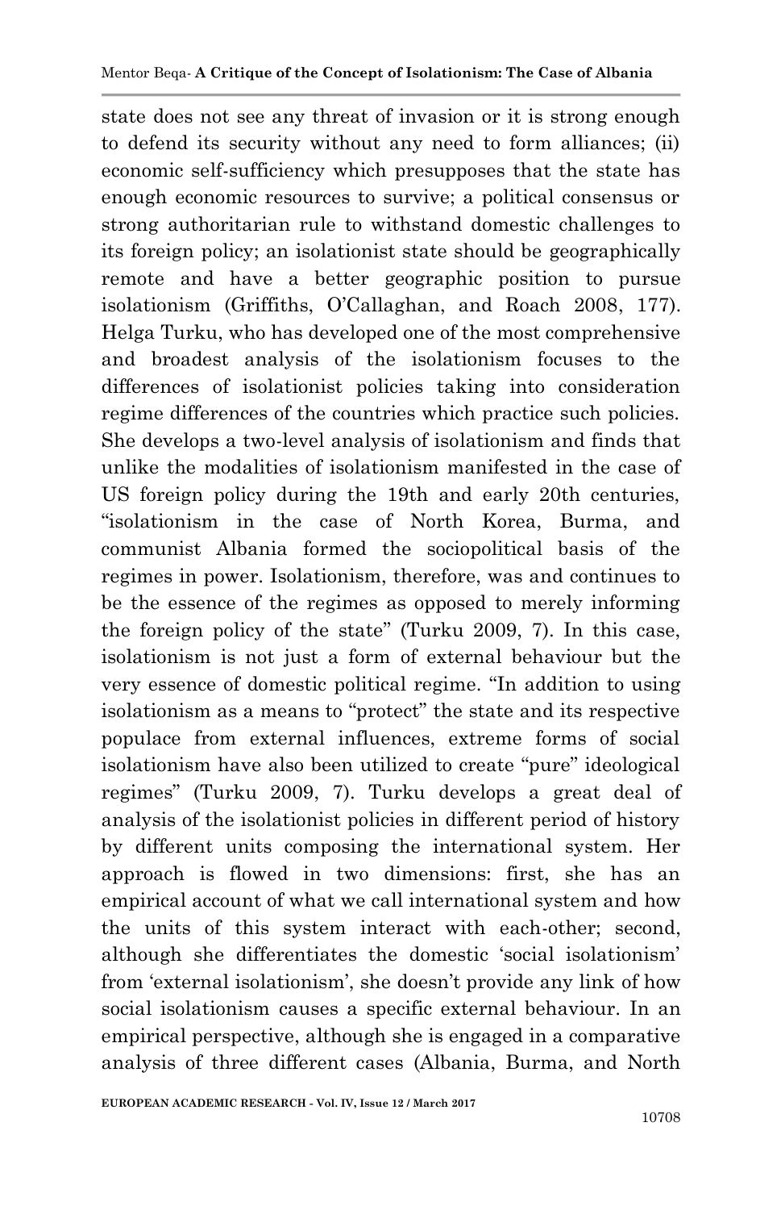state does not see any threat of invasion or it is strong enough to defend its security without any need to form alliances; (ii) economic self-sufficiency which presupposes that the state has enough economic resources to survive; a political consensus or strong authoritarian rule to withstand domestic challenges to its foreign policy; an isolationist state should be geographically remote and have a better geographic position to pursue isolationism (Griffiths, O'Callaghan, and Roach 2008, 177). Helga Turku, who has developed one of the most comprehensive and broadest analysis of the isolationism focuses to the differences of isolationist policies taking into consideration regime differences of the countries which practice such policies. She develops a two-level analysis of isolationism and finds that unlike the modalities of isolationism manifested in the case of US foreign policy during the 19th and early 20th centuries, "isolationism in the case of North Korea, Burma, and communist Albania formed the sociopolitical basis of the regimes in power. Isolationism, therefore, was and continues to be the essence of the regimes as opposed to merely informing the foreign policy of the state" (Turku 2009, 7). In this case, isolationism is not just a form of external behaviour but the very essence of domestic political regime. "In addition to using isolationism as a means to "protect" the state and its respective populace from external influences, extreme forms of social isolationism have also been utilized to create "pure" ideological regimes" (Turku 2009, 7). Turku develops a great deal of analysis of the isolationist policies in different period of history by different units composing the international system. Her approach is flowed in two dimensions: first, she has an empirical account of what we call international system and how the units of this system interact with each-other; second, although she differentiates the domestic 'social isolationism' from 'external isolationism', she doesn't provide any link of how social isolationism causes a specific external behaviour. In an empirical perspective, although she is engaged in a comparative analysis of three different cases (Albania, Burma, and North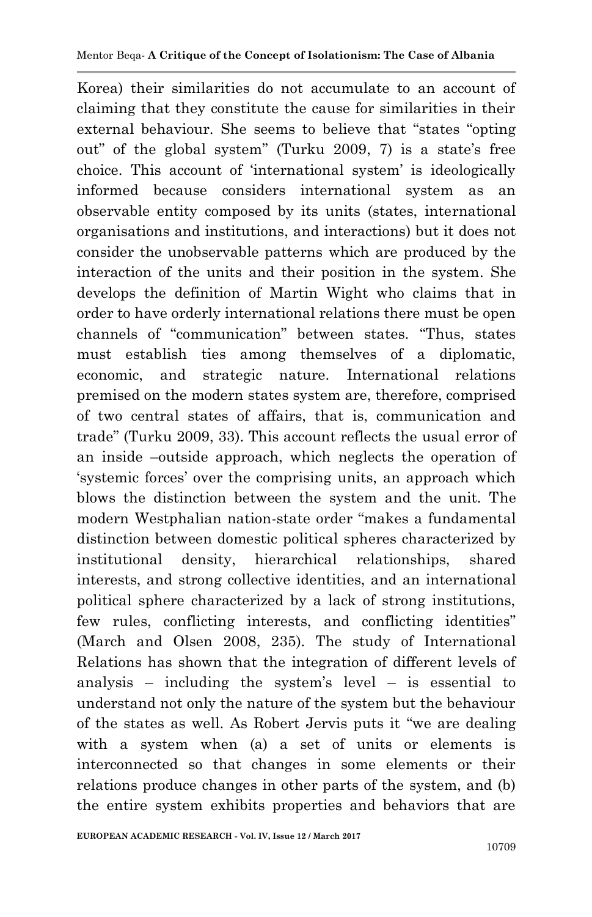Korea) their similarities do not accumulate to an account of claiming that they constitute the cause for similarities in their external behaviour. She seems to believe that "states "opting out" of the global system" (Turku 2009, 7) is a state's free choice. This account of 'international system' is ideologically informed because considers international system as an observable entity composed by its units (states, international organisations and institutions, and interactions) but it does not consider the unobservable patterns which are produced by the interaction of the units and their position in the system. She develops the definition of Martin Wight who claims that in order to have orderly international relations there must be open channels of "communication" between states. "Thus, states must establish ties among themselves of a diplomatic, economic, and strategic nature. International relations premised on the modern states system are, therefore, comprised of two central states of affairs, that is, communication and trade" (Turku 2009, 33). This account reflects the usual error of an inside –outside approach, which neglects the operation of 'systemic forces' over the comprising units, an approach which blows the distinction between the system and the unit. The modern Westphalian nation-state order "makes a fundamental distinction between domestic political spheres characterized by institutional density, hierarchical relationships, shared interests, and strong collective identities, and an international political sphere characterized by a lack of strong institutions, few rules, conflicting interests, and conflicting identities" (March and Olsen 2008, 235). The study of International Relations has shown that the integration of different levels of analysis – including the system's level – is essential to understand not only the nature of the system but the behaviour of the states as well. As Robert Jervis puts it "we are dealing with a system when (a) a set of units or elements is interconnected so that changes in some elements or their relations produce changes in other parts of the system, and (b) the entire system exhibits properties and behaviors that are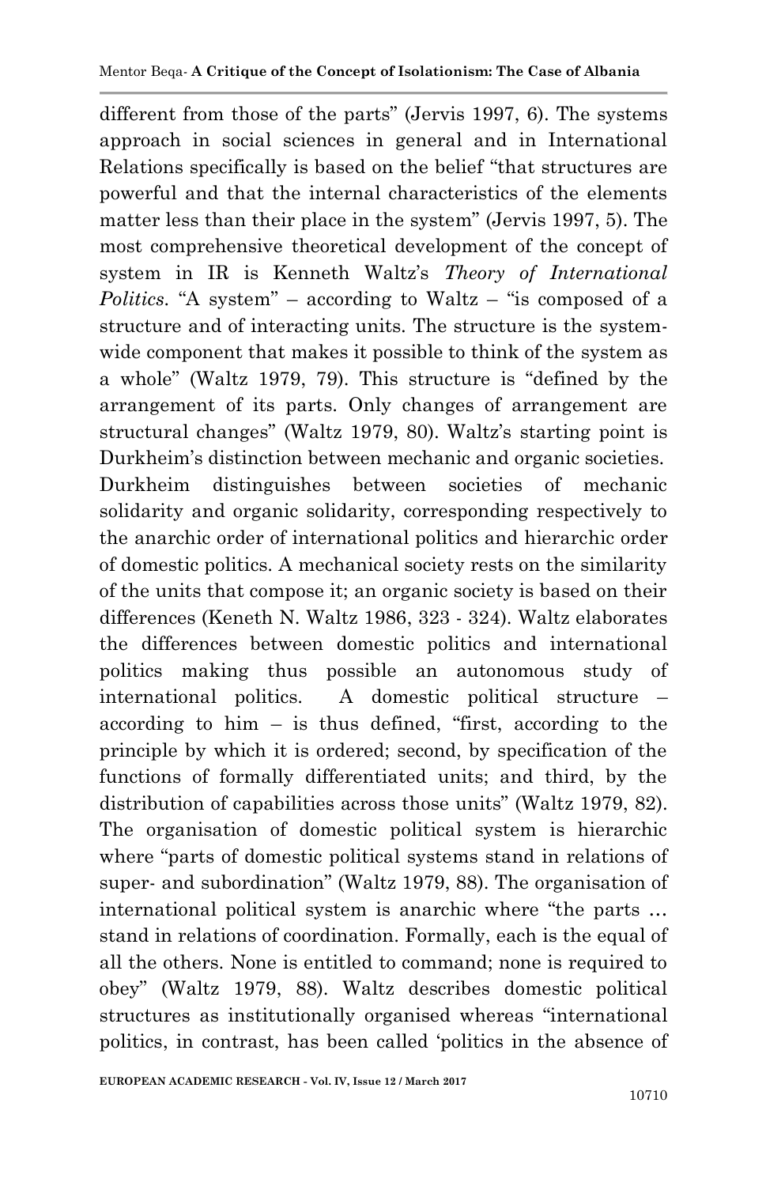different from those of the parts" (Jervis 1997, 6). The systems approach in social sciences in general and in International Relations specifically is based on the belief "that structures are powerful and that the internal characteristics of the elements matter less than their place in the system" (Jervis 1997, 5). The most comprehensive theoretical development of the concept of system in IR is Kenneth Waltz's *Theory of International Politics*. "A system" – according to Waltz – "is composed of a structure and of interacting units. The structure is the system-wide component that makes it possible to think of the system as a whole" (Waltz 1979, 79). This structure is "defined by the arrangement of its parts. Only changes of arrangement are structural changes" (Waltz 1979, 80). Waltz's starting point is Durkheim's distinction between mechanic and organic societies. Durkheim distinguishes between societies of mechanic solidarity and organic solidarity, corresponding respectively to the anarchic order of international politics and hierarchic order of domestic politics. A mechanical society rests on the similarity of the units that compose it; an organic society is based on their differences (Keneth N. Waltz 1986, 323 - 324). Waltz elaborates the differences between domestic politics and international politics making thus possible an autonomous study of international politics. A domestic political structure – according to him – is thus defined, "first, according to the principle by which it is ordered; second, by specification of the functions of formally differentiated units; and third, by the distribution of capabilities across those units" (Waltz 1979, 82). The organisation of domestic political system is hierarchic where "parts of domestic political systems stand in relations of super- and subordination" (Waltz 1979, 88). The organisation of international political system is anarchic where "the parts … stand in relations of coordination. Formally, each is the equal of all the others. None is entitled to command; none is required to obey" (Waltz 1979, 88). Waltz describes domestic political structures as institutionally organised whereas "international politics, in contrast, has been called 'politics in the absence of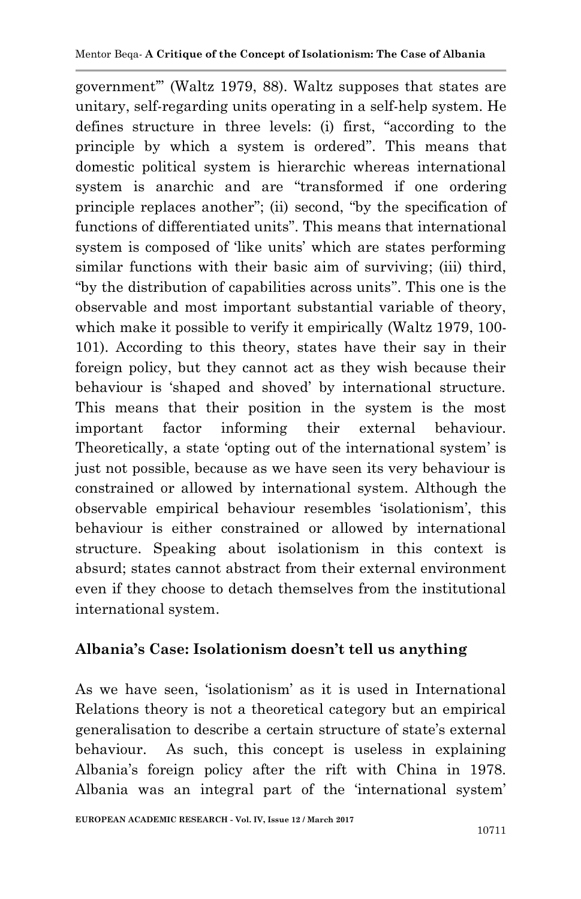government'" (Waltz 1979, 88). Waltz supposes that states are unitary, self-regarding units operating in a self-help system. He defines structure in three levels: (i) first, "according to the principle by which a system is ordered". This means that domestic political system is hierarchic whereas international system is anarchic and are "transformed if one ordering principle replaces another"; (ii) second, "by the specification of functions of differentiated units". This means that international system is composed of 'like units' which are states performing similar functions with their basic aim of surviving; (iii) third, "by the distribution of capabilities across units". This one is the observable and most important substantial variable of theory, which make it possible to verify it empirically (Waltz 1979, 100-101). According to this theory, states have their say in their foreign policy, but they cannot act as they wish because their behaviour is 'shaped and shoved' by international structure. This means that their position in the system is the most important factor informing their external behaviour. Theoretically, a state 'opting out of the international system' is just not possible, because as we have seen its very behaviour is constrained or allowed by international system. Although the observable empirical behaviour resembles 'isolationism', this behaviour is either constrained or allowed by international structure. Speaking about isolationism in this context is absurd; states cannot abstract from their external environment even if they choose to detach themselves from the institutional international system.

## Albania's Case: Isolationism doesn't tell us anything

As we have seen, 'isolationism' as it is used in International Relations theory is not a theoretical category but an empirical generalisation to describe a certain structure of state's external behaviour. As such, this concept is useless in explaining Albania's foreign policy after the rift with China in 1978. Albania was an integral part of the 'international system'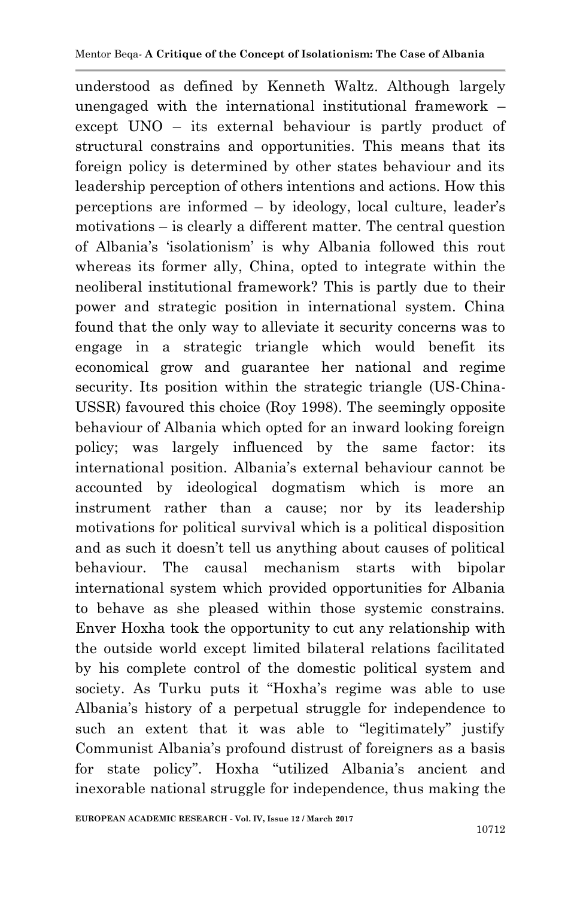understood as defined by Kenneth Waltz. Although largely unengaged with the international institutional framework – except UNO – its external behaviour is partly product of structural constrains and opportunities. This means that its foreign policy is determined by other states behaviour and its leadership perception of others intentions and actions. How this perceptions are informed – by ideology, local culture, leader's motivations – is clearly a different matter. The central question of Albania's 'isolationism' is why Albania followed this rout whereas its former ally, China, opted to integrate within the neoliberal institutional framework? This is partly due to their power and strategic position in international system. China found that the only way to alleviate it security concerns was to engage in a strategic triangle which would benefit its economical grow and guarantee her national and regime security. Its position within the strategic triangle (US-China-USSR) favoured this choice (Roy 1998). The seemingly opposite behaviour of Albania which opted for an inward looking foreign policy; was largely influenced by the same factor: its international position. Albania's external behaviour cannot be accounted by ideological dogmatism which is more an instrument rather than a cause; nor by its leadership motivations for political survival which is a political disposition and as such it doesn't tell us anything about causes of political behaviour. The causal mechanism starts with bipolar international system which provided opportunities for Albania to behave as she pleased within those systemic constrains. Enver Hoxha took the opportunity to cut any relationship with the outside world except limited bilateral relations facilitated by his complete control of the domestic political system and society. As Turku puts it "Hoxha's regime was able to use Albania's history of a perpetual struggle for independence to such an extent that it was able to "legitimately" justify Communist Albania's profound distrust of foreigners as a basis for state policy". Hoxha "utilized Albania's ancient and inexorable national struggle for independence, thus making the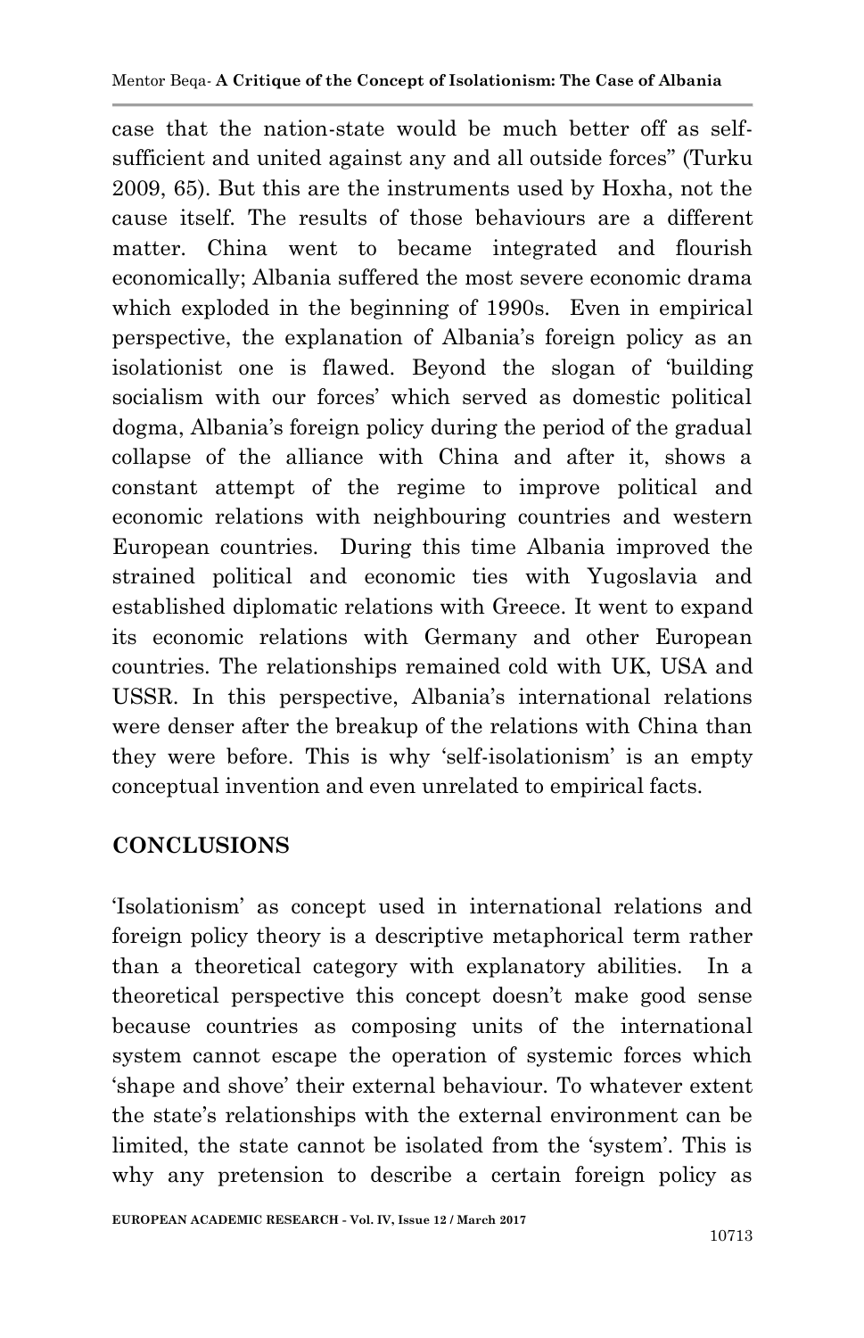case that the nation-state would be much better off as self-sufficient and united against any and all outside forces" (Turku 2009, 65). But this are the instruments used by Hoxha, not the cause itself. The results of those behaviours are a different matter. China went to became integrated and flourish economically; Albania suffered the most severe economic drama which exploded in the beginning of 1990s. Even in empirical perspective, the explanation of Albania's foreign policy as an isolationist one is flawed. Beyond the slogan of 'building socialism with our forces' which served as domestic political dogma, Albania's foreign policy during the period of the gradual collapse of the alliance with China and after it, shows a constant attempt of the regime to improve political and economic relations with neighbouring countries and western European countries. During this time Albania improved the strained political and economic ties with Yugoslavia and established diplomatic relations with Greece. It went to expand its economic relations with Germany and other European countries. The relationships remained cold with UK, USA and USSR. In this perspective, Albania's international relations were denser after the breakup of the relations with China than they were before. This is why 'self-isolationism' is an empty conceptual invention and even unrelated to empirical facts.

## CONCLUSIONS

'Isolationism' as concept used in international relations and foreign policy theory is a descriptive metaphorical term rather than a theoretical category with explanatory abilities. In a theoretical perspective this concept doesn't make good sense because countries as composing units of the international system cannot escape the operation of systemic forces which 'shape and shove' their external behaviour. To whatever extent the state's relationships with the external environment can be limited, the state cannot be isolated from the 'system'. This is why any pretension to describe a certain foreign policy as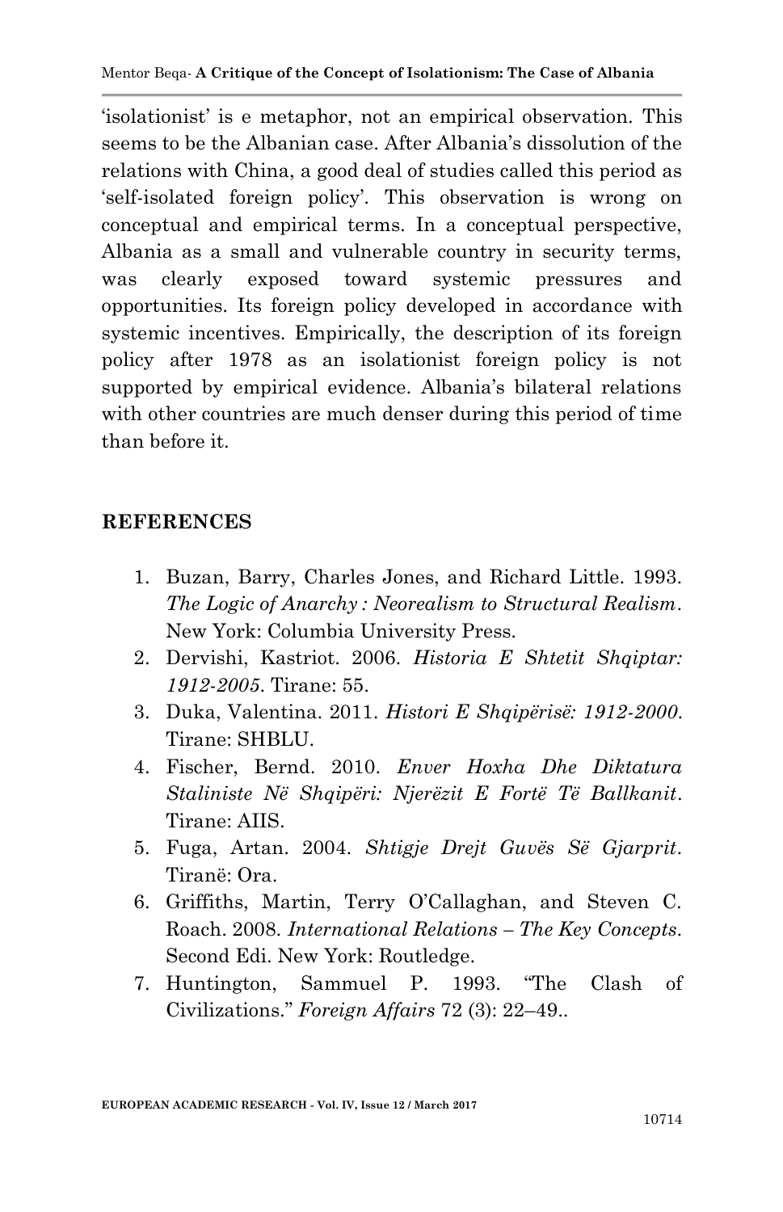'isolationist' is e metaphor, not an empirical observation. This seems to be the Albanian case. After Albania's dissolution of the relations with China, a good deal of studies called this period as 'self-isolated foreign policy'. This observation is wrong on conceptual and empirical terms. In a conceptual perspective, Albania as a small and vulnerable country in security terms, was clearly exposed toward systemic pressures and opportunities. Its foreign policy developed in accordance with systemic incentives. Empirically, the description of its foreign policy after 1978 as an isolationist foreign policy is not supported by empirical evidence. Albania's bilateral relations with other countries are much denser during this period of time than before it.

## REFERENCES

1. Buzan, Barry, Charles Jones, and Richard Little. 1993. *The Logic of Anarchy : Neorealism to Structural Realism*. New York: Columbia University Press.
2. Dervishi, Kastriot. 2006. *Historia E Shtetit Shqiptar: 1912-2005*. Tirane: 55.
3. Duka, Valentina. 2011. *Histori E Shqipërisë: 1912-2000*. Tirane: SHBLU.
4. Fischer, Bernd. 2010. *Enver Hoxha Dhe Diktatura Staliniste Në Shqipëri: Njerëzit E Fortë Të Ballkanit*. Tirane: AIIS.
5. Fuga, Artan. 2004. *Shtigje Drejt Guvës Së Gjarprit*. Tiranë: Ora.
6. Griffiths, Martin, Terry O'Callaghan, and Steven C. Roach. 2008. *International Relations – The Key Concepts*. Second Edi. New York: Routledge.
7. Huntington, Sammuel P. 1993. "The Clash of Civilizations." *Foreign Affairs* 72 (3): 22–49..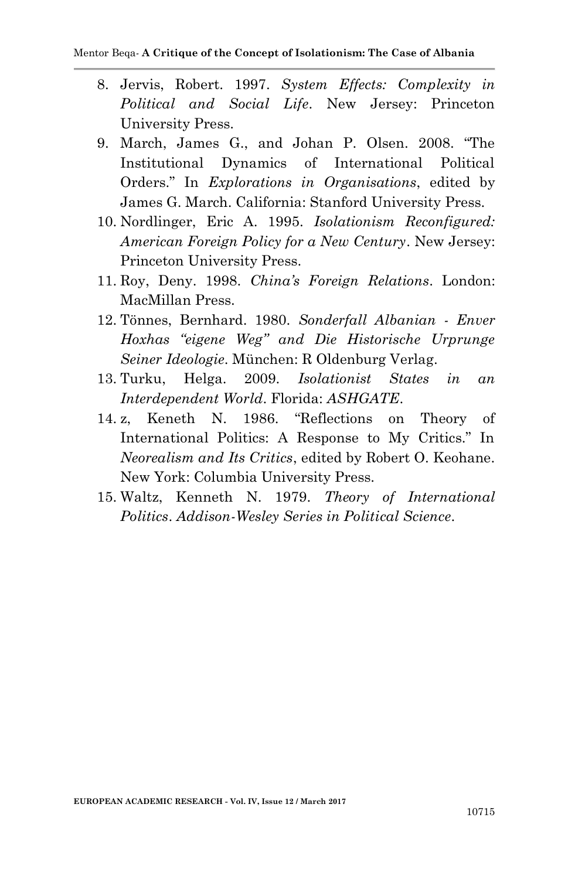8. Jervis, Robert. 1997. *System Effects: Complexity in Political and Social Life*. New Jersey: Princeton University Press.
9. March, James G., and Johan P. Olsen. 2008. "The Institutional Dynamics of International Political Orders." In *Explorations in Organisations*, edited by James G. March. California: Stanford University Press.
10. Nordlinger, Eric A. 1995. *Isolationism Reconfigured: American Foreign Policy for a New Century*. New Jersey: Princeton University Press.
11. Roy, Deny. 1998. *China's Foreign Relations*. London: MacMillan Press.
12. Tönnes, Bernhard. 1980. *Sonderfall Albanian - Enver Hoxhas "eigene Weg" and Die Historische Urprunge Seiner Ideologie*. München: R Oldenburg Verlag.
13. Turku, Helga. 2009. *Isolationist States in an Interdependent World*. Florida: *ASHGATE*.
14. z, Keneth N. 1986. "Reflections on Theory of International Politics: A Response to My Critics." In *Neorealism and Its Critics*, edited by Robert O. Keohane. New York: Columbia University Press.
15. Waltz, Kenneth N. 1979. *Theory of International Politics*. *Addison-Wesley Series in Political Science*.